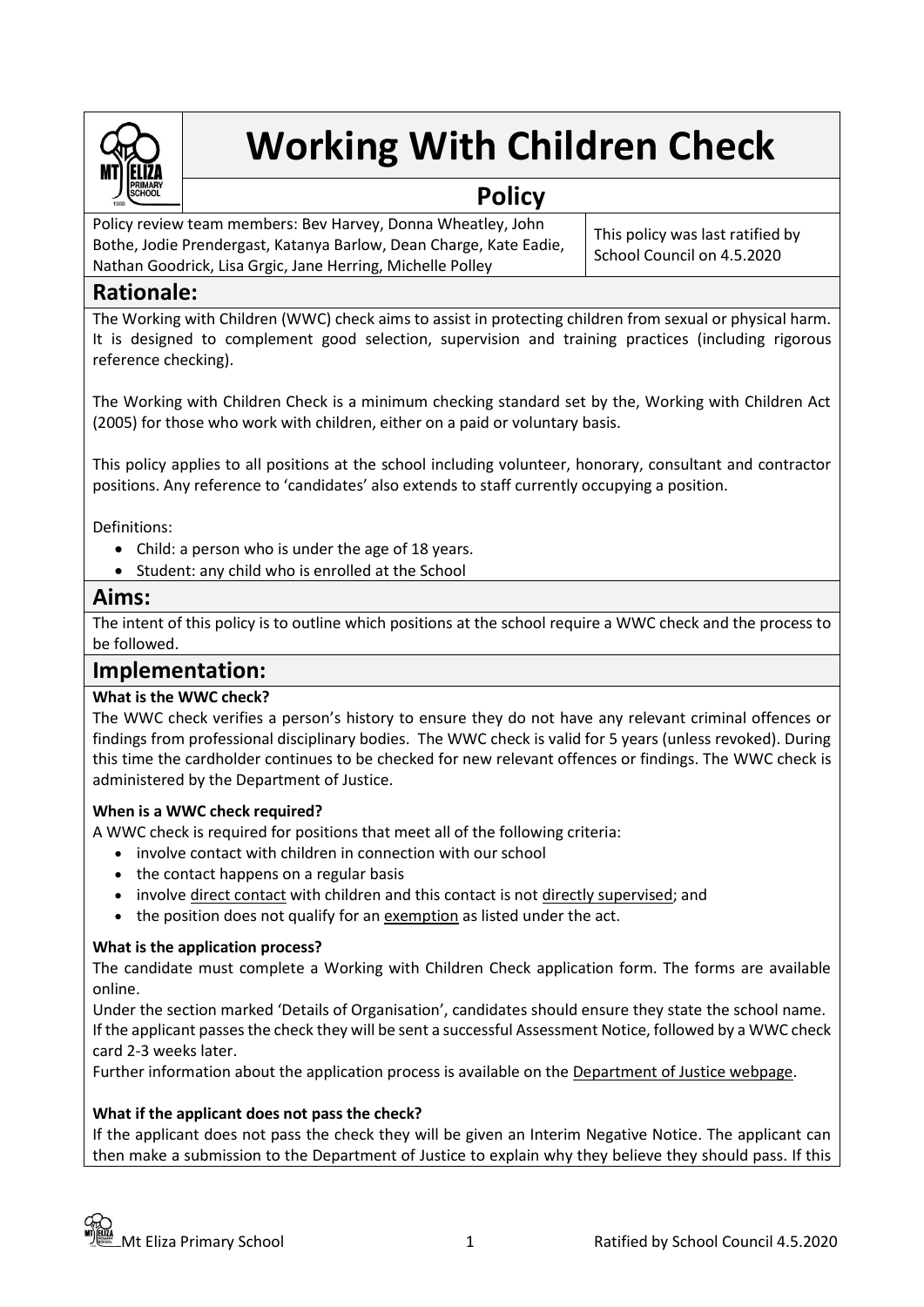# Working With Children Check

## Policy

| Policy review team members: Bev Harvey, Donna Wheatley, John Bothe, Jodie Prendergast, Katanya Barlow, Dean Charge, Kate Eadie, Nathan Goodrick, Lisa Grgic, Jane Herring, Michelle Polley | This policy was last ratified by School Council on 4.5.2020 |
|---|---|

## Rationale:

The Working with Children (WWC) check aims to assist in protecting children from sexual or physical harm. It is designed to complement good selection, supervision and training practices (including rigorous reference checking).

The Working with Children Check is a minimum checking standard set by the, Working with Children Act (2005) for those who work with children, either on a paid or voluntary basis.

This policy applies to all positions at the school including volunteer, honorary, consultant and contractor positions. Any reference to 'candidates' also extends to staff currently occupying a position.

Definitions:

- Child: a person who is under the age of 18 years.
- Student: any child who is enrolled at the School

## Aims:

The intent of this policy is to outline which positions at the school require a WWC check and the process to be followed.

## Implementation:

**What is the WWC check?**

The WWC check verifies a person's history to ensure they do not have any relevant criminal offences or findings from professional disciplinary bodies. The WWC check is valid for 5 years (unless revoked). During this time the cardholder continues to be checked for new relevant offences or findings. The WWC check is administered by the Department of Justice.

**When is a WWC check required?**

A WWC check is required for positions that meet all of the following criteria:

- involve contact with children in connection with our school
- the contact happens on a regular basis
- involve direct contact with children and this contact is not directly supervised; and
- the position does not qualify for an exemption as listed under the act.

**What is the application process?**

The candidate must complete a Working with Children Check application form. The forms are available online.

Under the section marked 'Details of Organisation', candidates should ensure they state the school name.

If the applicant passes the check they will be sent a successful Assessment Notice, followed by a WWC check card 2-3 weeks later.

Further information about the application process is available on the Department of Justice webpage.

**What if the applicant does not pass the check?**

If the applicant does not pass the check they will be given an Interim Negative Notice. The applicant can then make a submission to the Department of Justice to explain why they believe they should pass. If this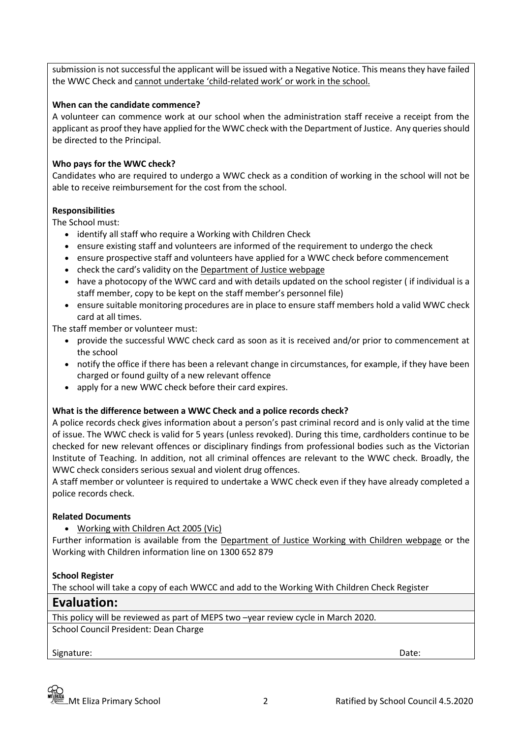submission is not successful the applicant will be issued with a Negative Notice. This means they have failed the WWC Check and cannot undertake 'child-related work' or work in the school.

**When can the candidate commence?**

A volunteer can commence work at our school when the administration staff receive a receipt from the applicant as proof they have applied for the WWC check with the Department of Justice. Any queries should be directed to the Principal.

**Who pays for the WWC check?**

Candidates who are required to undergo a WWC check as a condition of working in the school will not be able to receive reimbursement for the cost from the school.

**Responsibilities**

The School must:

- identify all staff who require a Working with Children Check
- ensure existing staff and volunteers are informed of the requirement to undergo the check
- ensure prospective staff and volunteers have applied for a WWC check before commencement
- check the card's validity on the Department of Justice webpage
- have a photocopy of the WWC card and with details updated on the school register ( if individual is a staff member, copy to be kept on the staff member's personnel file)
- ensure suitable monitoring procedures are in place to ensure staff members hold a valid WWC check card at all times.

The staff member or volunteer must:

- provide the successful WWC check card as soon as it is received and/or prior to commencement at the school
- notify the office if there has been a relevant change in circumstances, for example, if they have been charged or found guilty of a new relevant offence
- apply for a new WWC check before their card expires.

**What is the difference between a WWC Check and a police records check?**

A police records check gives information about a person's past criminal record and is only valid at the time of issue. The WWC check is valid for 5 years (unless revoked). During this time, cardholders continue to be checked for new relevant offences or disciplinary findings from professional bodies such as the Victorian Institute of Teaching. In addition, not all criminal offences are relevant to the WWC check. Broadly, the WWC check considers serious sexual and violent drug offences.

A staff member or volunteer is required to undertake a WWC check even if they have already completed a police records check.

**Related Documents**

- Working with Children Act 2005 (Vic)

Further information is available from the Department of Justice Working with Children webpage or the Working with Children information line on 1300 652 879

**School Register**

The school will take a copy of each WWCC and add to the Working With Children Check Register

## Evaluation:

This policy will be reviewed as part of MEPS two –year review cycle in March 2020.

School Council President: Dean Charge

Signature: Date:

Mt Eliza Primary School Ratified by School Council 4.5.2020